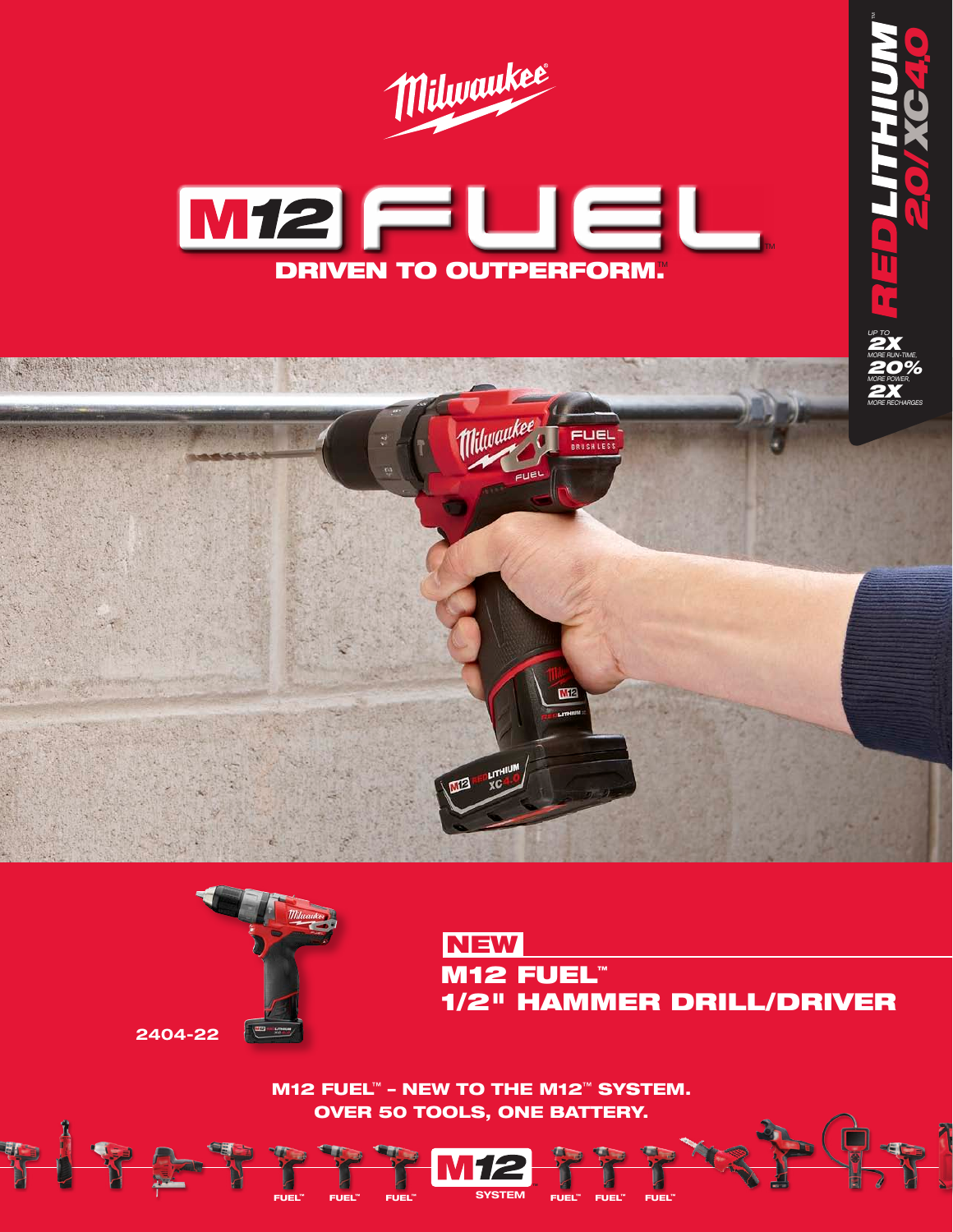Milwaukee®

# M12 FUEL™

**DRIVEN TO OUTPERFORM.™**

REDLITHIUM™ 2.0/XC4.0

UP TO **2X** MORE RUN-TIME, **20%** MORE POWER, **2X** MORE RECHARGES

2404-22

**NEW**

## M12 FUEL™ 1/2" HAMMER DRILL/DRIVER

**M12 FUEL™ – NEW TO THE M12™ SYSTEM.**
**OVER 50 TOOLS, ONE BATTERY.**

FUEL™ FUEL™ FUEL™ M12 SYSTEM FUEL™ FUEL™ FUEL™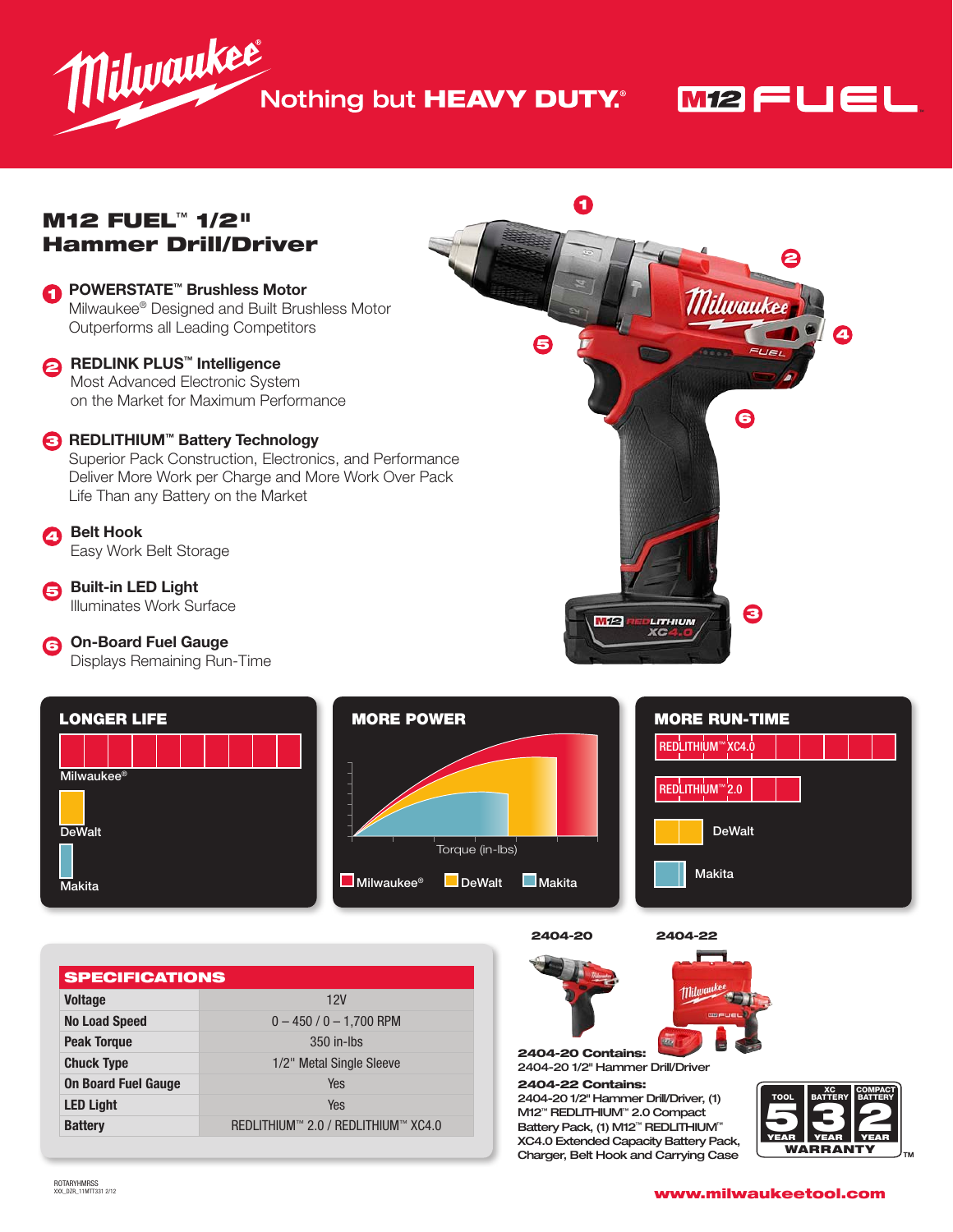Milwaukee Nothing but **HEAVY DUTY.**® M12 FUEL

# M12 FUEL™ 1/2" Hammer Drill/Driver

1. **POWERSTATE™ Brushless Motor**
   Milwaukee® Designed and Built Brushless Motor Outperforms all Leading Competitors

2. **REDLINK PLUS™ Intelligence**
   Most Advanced Electronic System on the Market for Maximum Performance

3. **REDLITHIUM™ Battery Technology**
   Superior Pack Construction, Electronics, and Performance Deliver More Work per Charge and More Work Over Pack Life Than any Battery on the Market

4. **Belt Hook**
   Easy Work Belt Storage

5. **Built-in LED Light**
   Illuminates Work Surface

6. **On-Board Fuel Gauge**
   Displays Remaining Run-Time

## LONGER LIFE

Milwaukee®
DeWalt
Makita

## MORE POWER

Torque (in-lbs)
Milwaukee® DeWalt Makita

## MORE RUN-TIME

REDLITHIUM™ XC4.0
REDLITHIUM™ 2.0
DeWalt
Makita

## SPECIFICATIONS

| | |
|---|---|
| **Voltage** | 12V |
| **No Load Speed** | 0 – 450 / 0 – 1,700 RPM |
| **Peak Torque** | 350 in-lbs |
| **Chuck Type** | 1/2" Metal Single Sleeve |
| **On Board Fuel Gauge** | Yes |
| **LED Light** | Yes |
| **Battery** | REDLITHIUM™ 2.0 / REDLITHIUM™ XC4.0 |

**2404-20** **2404-22**

**2404-20 Contains:**
2404-20 1/2" Hammer Drill/Driver

**2404-22 Contains:**
2404-20 1/2" Hammer Drill/Driver, (1) M12™ REDLITHIUM™ 2.0 Compact Battery Pack, (1) M12™ REDLITHIUM™ XC4.0 Extended Capacity Battery Pack, Charger, Belt Hook and Carrying Case

TOOL 5 YEAR | XC BATTERY 3 YEAR | COMPACT BATTERY 2 YEAR
WARRANTY™

ROTARYHMRSS
XXX_DZR_11MTT331 2/12

**www.milwaukeetool.com**